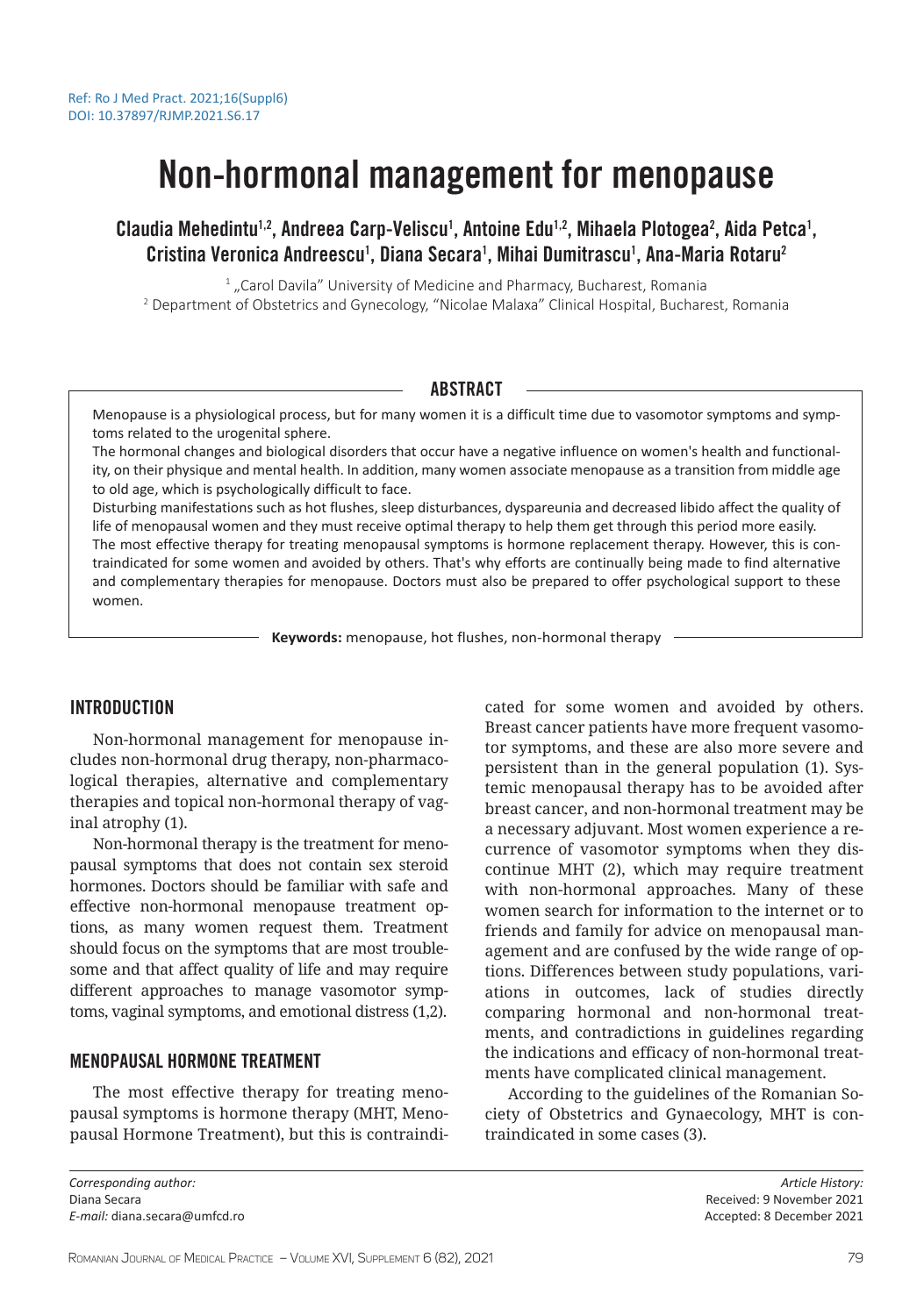Ref: Ro J Med Pract. 2021;16(Suppl6)
DOI: 10.37897/RJMP.2021.S6.17

# Non-hormonal management for menopause

Claudia Mehedintu[1,2], Andreea Carp-Veliscu[1], Antoine Edu[1,2], Mihaela Plotogea[2], Aida Petca[1], Cristina Veronica Andreescu[1], Diana Secara[1], Mihai Dumitrascu[1], Ana-Maria Rotaru[2]

[1] „Carol Davila" University of Medicine and Pharmacy, Bucharest, Romania
[2] Department of Obstetrics and Gynecology, "Nicolae Malaxa" Clinical Hospital, Bucharest, Romania

## ABSTRACT

Menopause is a physiological process, but for many women it is a difficult time due to vasomotor symptoms and symptoms related to the urogenital sphere.

The hormonal changes and biological disorders that occur have a negative influence on women's health and functionality, on their physique and mental health. In addition, many women associate menopause as a transition from middle age to old age, which is psychologically difficult to face.

Disturbing manifestations such as hot flushes, sleep disturbances, dyspareunia and decreased libido affect the quality of life of menopausal women and they must receive optimal therapy to help them get through this period more easily.

The most effective therapy for treating menopausal symptoms is hormone replacement therapy. However, this is contraindicated for some women and avoided by others. That's why efforts are continually being made to find alternative and complementary therapies for menopause. Doctors must also be prepared to offer psychological support to these women.

**Keywords:** menopause, hot flushes, non-hormonal therapy

## INTRODUCTION

Non-hormonal management for menopause includes non-hormonal drug therapy, non-pharmacological therapies, alternative and complementary therapies and topical non-hormonal therapy of vaginal atrophy (1).

Non-hormonal therapy is the treatment for menopausal symptoms that does not contain sex steroid hormones. Doctors should be familiar with safe and effective non-hormonal menopause treatment options, as many women request them. Treatment should focus on the symptoms that are most troublesome and that affect quality of life and may require different approaches to manage vasomotor symptoms, vaginal symptoms, and emotional distress (1,2).

## MENOPAUSAL HORMONE TREATMENT

The most effective therapy for treating menopausal symptoms is hormone therapy (MHT, Menopausal Hormone Treatment), but this is contraindicated for some women and avoided by others. Breast cancer patients have more frequent vasomotor symptoms, and these are also more severe and persistent than in the general population (1). Systemic menopausal therapy has to be avoided after breast cancer, and non-hormonal treatment may be a necessary adjuvant. Most women experience a recurrence of vasomotor symptoms when they discontinue MHT (2), which may require treatment with non-hormonal approaches. Many of these women search for information to the internet or to friends and family for advice on menopausal management and are confused by the wide range of options. Differences between study populations, variations in outcomes, lack of studies directly comparing hormonal and non-hormonal treatments, and contradictions in guidelines regarding the indications and efficacy of non-hormonal treatments have complicated clinical management.

According to the guidelines of the Romanian Society of Obstetrics and Gynaecology, MHT is contraindicated in some cases (3).

*Corresponding author:*
Diana Secara
*E-mail:* diana.secara@umfcd.ro

*Article History:*
Received: 9 November 2021
Accepted: 8 December 2021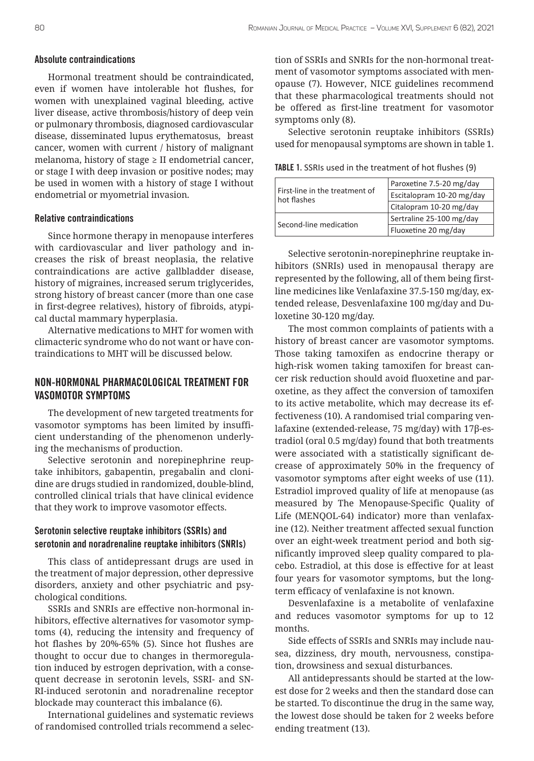### Absolute contraindications

Hormonal treatment should be contraindicated, even if women have intolerable hot flushes, for women with unexplained vaginal bleeding, active liver disease, active thrombosis/history of deep vein or pulmonary thrombosis, diagnosed cardiovascular disease, disseminated lupus erythematosus, breast cancer, women with current / history of malignant melanoma, history of stage ≥ II endometrial cancer, or stage I with deep invasion or positive nodes; may be used in women with a history of stage I without endometrial or myometrial invasion.

### Relative contraindications

Since hormone therapy in menopause interferes with cardiovascular and liver pathology and increases the risk of breast neoplasia, the relative contraindications are active gallbladder disease, history of migraines, increased serum triglycerides, strong history of breast cancer (more than one case in first-degree relatives), history of fibroids, atypical ductal mammary hyperplasia.

Alternative medications to MHT for women with climacteric syndrome who do not want or have contraindications to MHT will be discussed below.

## NON-HORMONAL PHARMACOLOGICAL TREATMENT FOR VASOMOTOR SYMPTOMS

The development of new targeted treatments for vasomotor symptoms has been limited by insufficient understanding of the phenomenon underlying the mechanisms of production.

Selective serotonin and norepinephrine reuptake inhibitors, gabapentin, pregabalin and clonidine are drugs studied in randomized, double-blind, controlled clinical trials that have clinical evidence that they work to improve vasomotor effects.

### Serotonin selective reuptake inhibitors (SSRIs) and serotonin and noradrenaline reuptake inhibitors (SNRIs)

This class of antidepressant drugs are used in the treatment of major depression, other depressive disorders, anxiety and other psychiatric and psychological conditions.

SSRIs and SNRIs are effective non-hormonal inhibitors, effective alternatives for vasomotor symptoms (4), reducing the intensity and frequency of hot flashes by 20%-65% (5). Since hot flushes are thought to occur due to changes in thermoregulation induced by estrogen deprivation, with a consequent decrease in serotonin levels, SSRI- and SNRI-induced serotonin and noradrenaline receptor blockade may counteract this imbalance (6).

International guidelines and systematic reviews of randomised controlled trials recommend a selection of SSRIs and SNRIs for the non-hormonal treatment of vasomotor symptoms associated with menopause (7). However, NICE guidelines recommend that these pharmacological treatments should not be offered as first-line treatment for vasomotor symptoms only (8).

Selective serotonin reuptake inhibitors (SSRIs) used for menopausal symptoms are shown in table 1.

**TABLE 1.** SSRIs used in the treatment of hot flushes (9)

| | |
|---|---|
| First-line in the treatment of hot flashes | Paroxetine 7.5-20 mg/day |
| | Escitalopram 10-20 mg/day |
| | Citalopram 10-20 mg/day |
| Second-line medication | Sertraline 25-100 mg/day |
| | Fluoxetine 20 mg/day |

Selective serotonin-norepinephrine reuptake inhibitors (SNRIs) used in menopausal therapy are represented by the following, all of them being first-line medicines like Venlafaxine 37.5-150 mg/day, extended release, Desvenlafaxine 100 mg/day and Duloxetine 30-120 mg/day.

The most common complaints of patients with a history of breast cancer are vasomotor symptoms. Those taking tamoxifen as endocrine therapy or high-risk women taking tamoxifen for breast cancer risk reduction should avoid fluoxetine and paroxetine, as they affect the conversion of tamoxifen to its active metabolite, which may decrease its effectiveness (10). A randomised trial comparing venlafaxine (extended-release, 75 mg/day) with 17β-estradiol (oral 0.5 mg/day) found that both treatments were associated with a statistically significant decrease of approximately 50% in the frequency of vasomotor symptoms after eight weeks of use (11). Estradiol improved quality of life at menopause (as measured by The Menopause-Specific Quality of Life (MENQOL-64) indicator) more than venlafaxine (12). Neither treatment affected sexual function over an eight-week treatment period and both significantly improved sleep quality compared to placebo. Estradiol, at this dose is effective for at least four years for vasomotor symptoms, but the long-term efficacy of venlafaxine is not known.

Desvenlafaxine is a metabolite of venlafaxine and reduces vasomotor symptoms for up to 12 months.

Side effects of SSRIs and SNRIs may include nausea, dizziness, dry mouth, nervousness, constipation, drowsiness and sexual disturbances.

All antidepressants should be started at the lowest dose for 2 weeks and then the standard dose can be started. To discontinue the drug in the same way, the lowest dose should be taken for 2 weeks before ending treatment (13).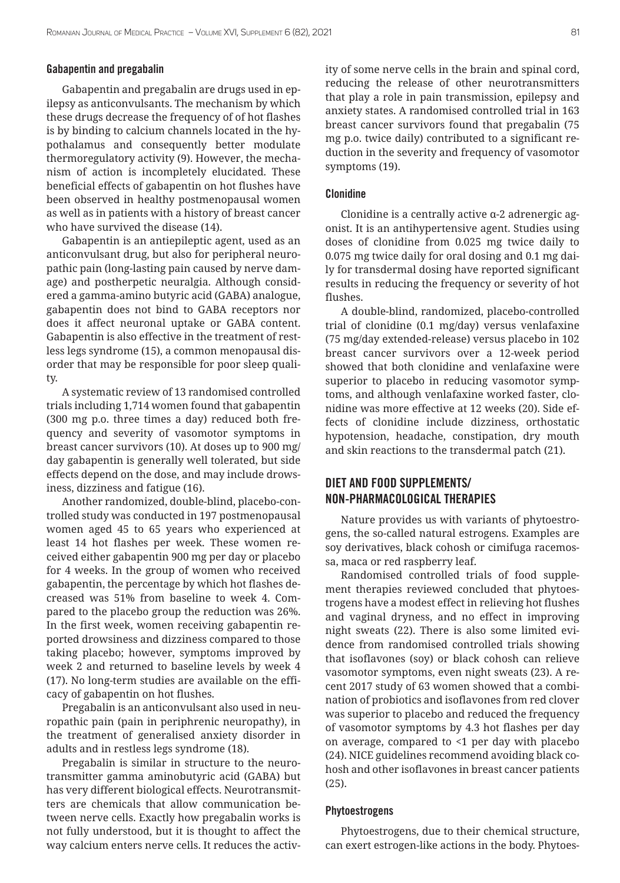### Gabapentin and pregabalin

Gabapentin and pregabalin are drugs used in epilepsy as anticonvulsants. The mechanism by which these drugs decrease the frequency of of hot flashes is by binding to calcium channels located in the hypothalamus and consequently better modulate thermoregulatory activity (9). However, the mechanism of action is incompletely elucidated. These beneficial effects of gabapentin on hot flushes have been observed in healthy postmenopausal women as well as in patients with a history of breast cancer who have survived the disease (14).

Gabapentin is an antiepileptic agent, used as an anticonvulsant drug, but also for peripheral neuropathic pain (long-lasting pain caused by nerve damage) and postherpetic neuralgia. Although considered a gamma-amino butyric acid (GABA) analogue, gabapentin does not bind to GABA receptors nor does it affect neuronal uptake or GABA content. Gabapentin is also effective in the treatment of restless legs syndrome (15), a common menopausal disorder that may be responsible for poor sleep quality.

A systematic review of 13 randomised controlled trials including 1,714 women found that gabapentin (300 mg p.o. three times a day) reduced both frequency and severity of vasomotor symptoms in breast cancer survivors (10). At doses up to 900 mg/day gabapentin is generally well tolerated, but side effects depend on the dose, and may include drowsiness, dizziness and fatigue (16).

Another randomized, double-blind, placebo-controlled study was conducted in 197 postmenopausal women aged 45 to 65 years who experienced at least 14 hot flashes per week. These women received either gabapentin 900 mg per day or placebo for 4 weeks. In the group of women who received gabapentin, the percentage by which hot flashes decreased was 51% from baseline to week 4. Compared to the placebo group the reduction was 26%. In the first week, women receiving gabapentin reported drowsiness and dizziness compared to those taking placebo; however, symptoms improved by week 2 and returned to baseline levels by week 4 (17). No long-term studies are available on the efficacy of gabapentin on hot flushes.

Pregabalin is an anticonvulsant also used in neuropathic pain (pain in periphrenic neuropathy), in the treatment of generalised anxiety disorder in adults and in restless legs syndrome (18).

Pregabalin is similar in structure to the neurotransmitter gamma aminobutyric acid (GABA) but has very different biological effects. Neurotransmitters are chemicals that allow communication between nerve cells. Exactly how pregabalin works is not fully understood, but it is thought to affect the way calcium enters nerve cells. It reduces the activity of some nerve cells in the brain and spinal cord, reducing the release of other neurotransmitters that play a role in pain transmission, epilepsy and anxiety states. A randomised controlled trial in 163 breast cancer survivors found that pregabalin (75 mg p.o. twice daily) contributed to a significant reduction in the severity and frequency of vasomotor symptoms (19).

### Clonidine

Clonidine is a centrally active α-2 adrenergic agonist. It is an antihypertensive agent. Studies using doses of clonidine from 0.025 mg twice daily to 0.075 mg twice daily for oral dosing and 0.1 mg daily for transdermal dosing have reported significant results in reducing the frequency or severity of hot flushes.

A double-blind, randomized, placebo-controlled trial of clonidine (0.1 mg/day) versus venlafaxine (75 mg/day extended-release) versus placebo in 102 breast cancer survivors over a 12-week period showed that both clonidine and venlafaxine were superior to placebo in reducing vasomotor symptoms, and although venlafaxine worked faster, clonidine was more effective at 12 weeks (20). Side effects of clonidine include dizziness, orthostatic hypotension, headache, constipation, dry mouth and skin reactions to the transdermal patch (21).

## DIET AND FOOD SUPPLEMENTS/ NON-PHARMACOLOGICAL THERAPIES

Nature provides us with variants of phytoestrogens, the so-called natural estrogens. Examples are soy derivatives, black cohosh or cimifuga racemossa, maca or red raspberry leaf.

Randomised controlled trials of food supplement therapies reviewed concluded that phytoestrogens have a modest effect in relieving hot flushes and vaginal dryness, and no effect in improving night sweats (22). There is also some limited evidence from randomised controlled trials showing that isoflavones (soy) or black cohosh can relieve vasomotor symptoms, even night sweats (23). A recent 2017 study of 63 women showed that a combination of probiotics and isoflavones from red clover was superior to placebo and reduced the frequency of vasomotor symptoms by 4.3 hot flashes per day on average, compared to <1 per day with placebo (24). NICE guidelines recommend avoiding black cohosh and other isoflavones in breast cancer patients (25).

### Phytoestrogens

Phytoestrogens, due to their chemical structure, can exert estrogen-like actions in the body. Phytoes-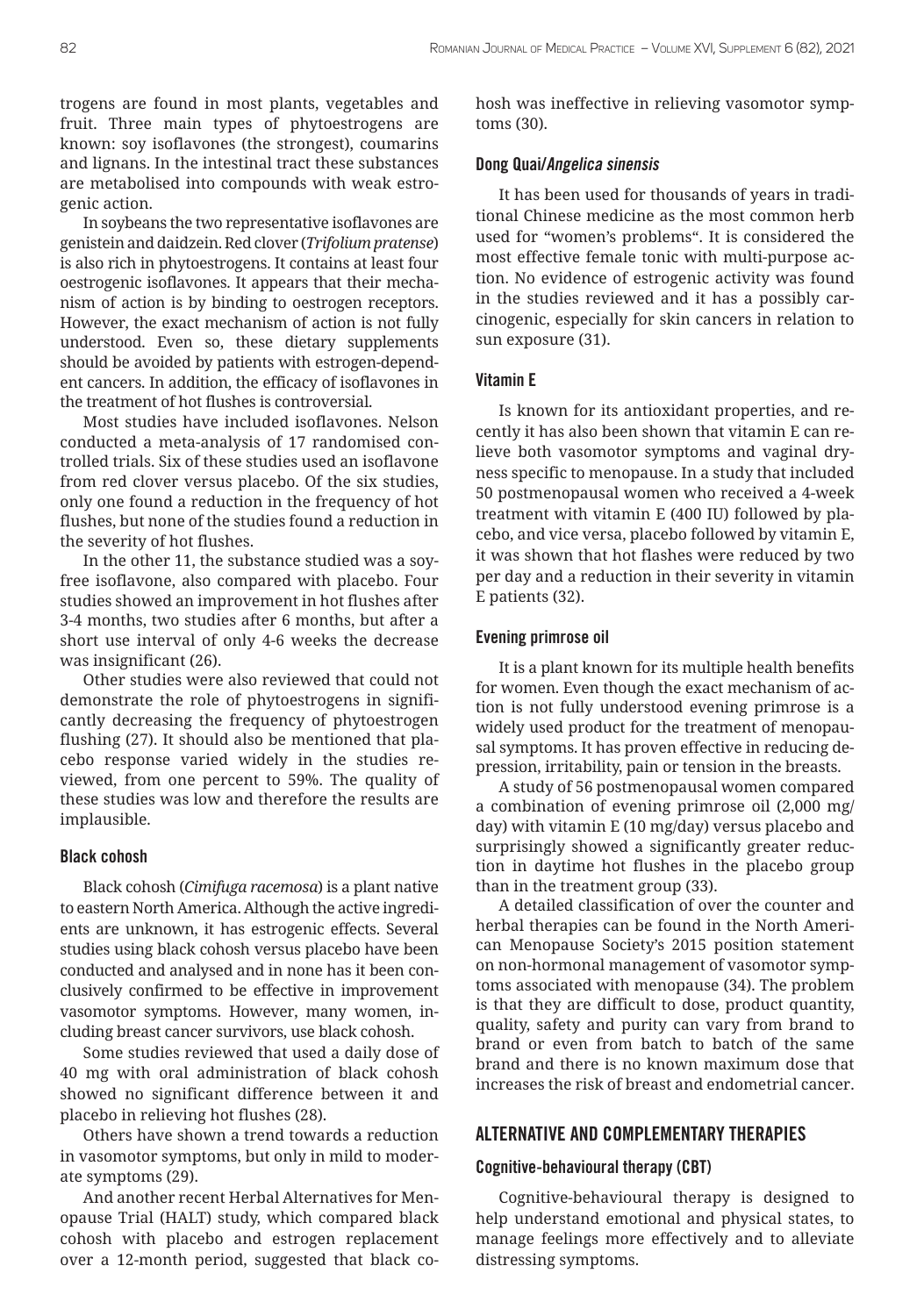trogens are found in most plants, vegetables and fruit. Three main types of phytoestrogens are known: soy isoflavones (the strongest), coumarins and lignans. In the intestinal tract these substances are metabolised into compounds with weak estrogenic action.

In soybeans the two representative isoflavones are genistein and daidzein. Red clover (*Trifolium pratense*) is also rich in phytoestrogens. It contains at least four oestrogenic isoflavones. It appears that their mechanism of action is by binding to oestrogen receptors. However, the exact mechanism of action is not fully understood. Even so, these dietary supplements should be avoided by patients with estrogen-dependent cancers. In addition, the efficacy of isoflavones in the treatment of hot flushes is controversial.

Most studies have included isoflavones. Nelson conducted a meta-analysis of 17 randomised controlled trials. Six of these studies used an isoflavone from red clover versus placebo. Of the six studies, only one found a reduction in the frequency of hot flushes, but none of the studies found a reduction in the severity of hot flushes.

In the other 11, the substance studied was a soy-free isoflavone, also compared with placebo. Four studies showed an improvement in hot flushes after 3-4 months, two studies after 6 months, but after a short use interval of only 4-6 weeks the decrease was insignificant (26).

Other studies were also reviewed that could not demonstrate the role of phytoestrogens in significantly decreasing the frequency of phytoestrogen flushing (27). It should also be mentioned that placebo response varied widely in the studies reviewed, from one percent to 59%. The quality of these studies was low and therefore the results are implausible.

### Black cohosh

Black cohosh (*Cimifuga racemosa*) is a plant native to eastern North America. Although the active ingredients are unknown, it has estrogenic effects. Several studies using black cohosh versus placebo have been conducted and analysed and in none has it been conclusively confirmed to be effective in improvement vasomotor symptoms. However, many women, including breast cancer survivors, use black cohosh.

Some studies reviewed that used a daily dose of 40 mg with oral administration of black cohosh showed no significant difference between it and placebo in relieving hot flushes (28).

Others have shown a trend towards a reduction in vasomotor symptoms, but only in mild to moderate symptoms (29).

And another recent Herbal Alternatives for Menopause Trial (HALT) study, which compared black cohosh with placebo and estrogen replacement over a 12-month period, suggested that black cohosh was ineffective in relieving vasomotor symptoms (30).

### Dong Quai/*Angelica sinensis*

It has been used for thousands of years in traditional Chinese medicine as the most common herb used for "women's problems". It is considered the most effective female tonic with multi-purpose action. No evidence of estrogenic activity was found in the studies reviewed and it has a possibly carcinogenic, especially for skin cancers in relation to sun exposure (31).

### Vitamin E

Is known for its antioxidant properties, and recently it has also been shown that vitamin E can relieve both vasomotor symptoms and vaginal dryness specific to menopause. In a study that included 50 postmenopausal women who received a 4-week treatment with vitamin E (400 IU) followed by placebo, and vice versa, placebo followed by vitamin E, it was shown that hot flashes were reduced by two per day and a reduction in their severity in vitamin E patients (32).

### Evening primrose oil

It is a plant known for its multiple health benefits for women. Even though the exact mechanism of action is not fully understood evening primrose is a widely used product for the treatment of menopausal symptoms. It has proven effective in reducing depression, irritability, pain or tension in the breasts.

A study of 56 postmenopausal women compared a combination of evening primrose oil (2,000 mg/day) with vitamin E (10 mg/day) versus placebo and surprisingly showed a significantly greater reduction in daytime hot flushes in the placebo group than in the treatment group (33).

A detailed classification of over the counter and herbal therapies can be found in the North American Menopause Society's 2015 position statement on non-hormonal management of vasomotor symptoms associated with menopause (34). The problem is that they are difficult to dose, product quantity, quality, safety and purity can vary from brand to brand or even from batch to batch of the same brand and there is no known maximum dose that increases the risk of breast and endometrial cancer.

## ALTERNATIVE AND COMPLEMENTARY THERAPIES

### Cognitive-behavioural therapy (CBT)

Cognitive-behavioural therapy is designed to help understand emotional and physical states, to manage feelings more effectively and to alleviate distressing symptoms.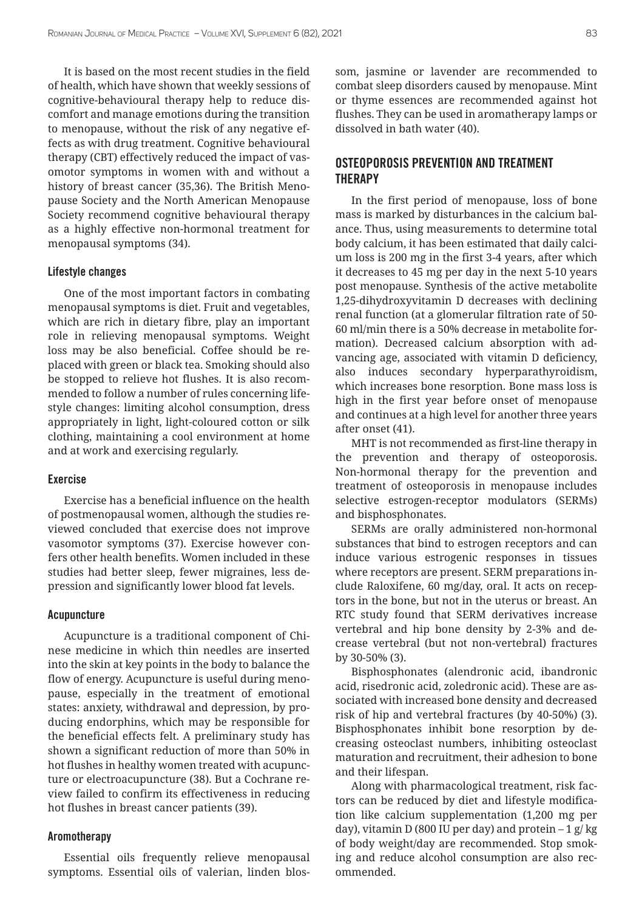It is based on the most recent studies in the field of health, which have shown that weekly sessions of cognitive-behavioural therapy help to reduce discomfort and manage emotions during the transition to menopause, without the risk of any negative effects as with drug treatment. Cognitive behavioural therapy (CBT) effectively reduced the impact of vasomotor symptoms in women with and without a history of breast cancer (35,36). The British Menopause Society and the North American Menopause Society recommend cognitive behavioural therapy as a highly effective non-hormonal treatment for menopausal symptoms (34).

### Lifestyle changes

One of the most important factors in combating menopausal symptoms is diet. Fruit and vegetables, which are rich in dietary fibre, play an important role in relieving menopausal symptoms. Weight loss may be also beneficial. Coffee should be replaced with green or black tea. Smoking should also be stopped to relieve hot flushes. It is also recommended to follow a number of rules concerning lifestyle changes: limiting alcohol consumption, dress appropriately in light, light-coloured cotton or silk clothing, maintaining a cool environment at home and at work and exercising regularly.

### Exercise

Exercise has a beneficial influence on the health of postmenopausal women, although the studies reviewed concluded that exercise does not improve vasomotor symptoms (37). Exercise however confers other health benefits. Women included in these studies had better sleep, fewer migraines, less depression and significantly lower blood fat levels.

### Acupuncture

Acupuncture is a traditional component of Chinese medicine in which thin needles are inserted into the skin at key points in the body to balance the flow of energy. Acupuncture is useful during menopause, especially in the treatment of emotional states: anxiety, withdrawal and depression, by producing endorphins, which may be responsible for the beneficial effects felt. A preliminary study has shown a significant reduction of more than 50% in hot flushes in healthy women treated with acupuncture or electroacupuncture (38). But a Cochrane review failed to confirm its effectiveness in reducing hot flushes in breast cancer patients (39).

### Aromatherapy

Essential oils frequently relieve menopausal symptoms. Essential oils of valerian, linden blossom, jasmine or lavender are recommended to combat sleep disorders caused by menopause. Mint or thyme essences are recommended against hot flushes. They can be used in aromatherapy lamps or dissolved in bath water (40).

## OSTEOPOROSIS PREVENTION AND TREATMENT THERAPY

In the first period of menopause, loss of bone mass is marked by disturbances in the calcium balance. Thus, using measurements to determine total body calcium, it has been estimated that daily calcium loss is 200 mg in the first 3-4 years, after which it decreases to 45 mg per day in the next 5-10 years post menopause. Synthesis of the active metabolite 1,25-dihydroxyvitamin D decreases with declining renal function (at a glomerular filtration rate of 50-60 ml/min there is a 50% decrease in metabolite formation). Decreased calcium absorption with advancing age, associated with vitamin D deficiency, also induces secondary hyperparathyroidism, which increases bone resorption. Bone mass loss is high in the first year before onset of menopause and continues at a high level for another three years after onset (41).

MHT is not recommended as first-line therapy in the prevention and therapy of osteoporosis. Non-hormonal therapy for the prevention and treatment of osteoporosis in menopause includes selective estrogen-receptor modulators (SERMs) and bisphosphonates.

SERMs are orally administered non-hormonal substances that bind to estrogen receptors and can induce various estrogenic responses in tissues where receptors are present. SERM preparations include Raloxifene, 60 mg/day, oral. It acts on receptors in the bone, but not in the uterus or breast. An RTC study found that SERM derivatives increase vertebral and hip bone density by 2-3% and decrease vertebral (but not non-vertebral) fractures by 30-50% (3).

Bisphosphonates (alendronic acid, ibandronic acid, risedronic acid, zoledronic acid). These are associated with increased bone density and decreased risk of hip and vertebral fractures (by 40-50%) (3). Bisphosphonates inhibit bone resorption by decreasing osteoclast numbers, inhibiting osteoclast maturation and recruitment, their adhesion to bone and their lifespan.

Along with pharmacological treatment, risk factors can be reduced by diet and lifestyle modification like calcium supplementation (1,200 mg per day), vitamin D (800 IU per day) and protein – 1 g/ kg of body weight/day are recommended. Stop smoking and reduce alcohol consumption are also recommended.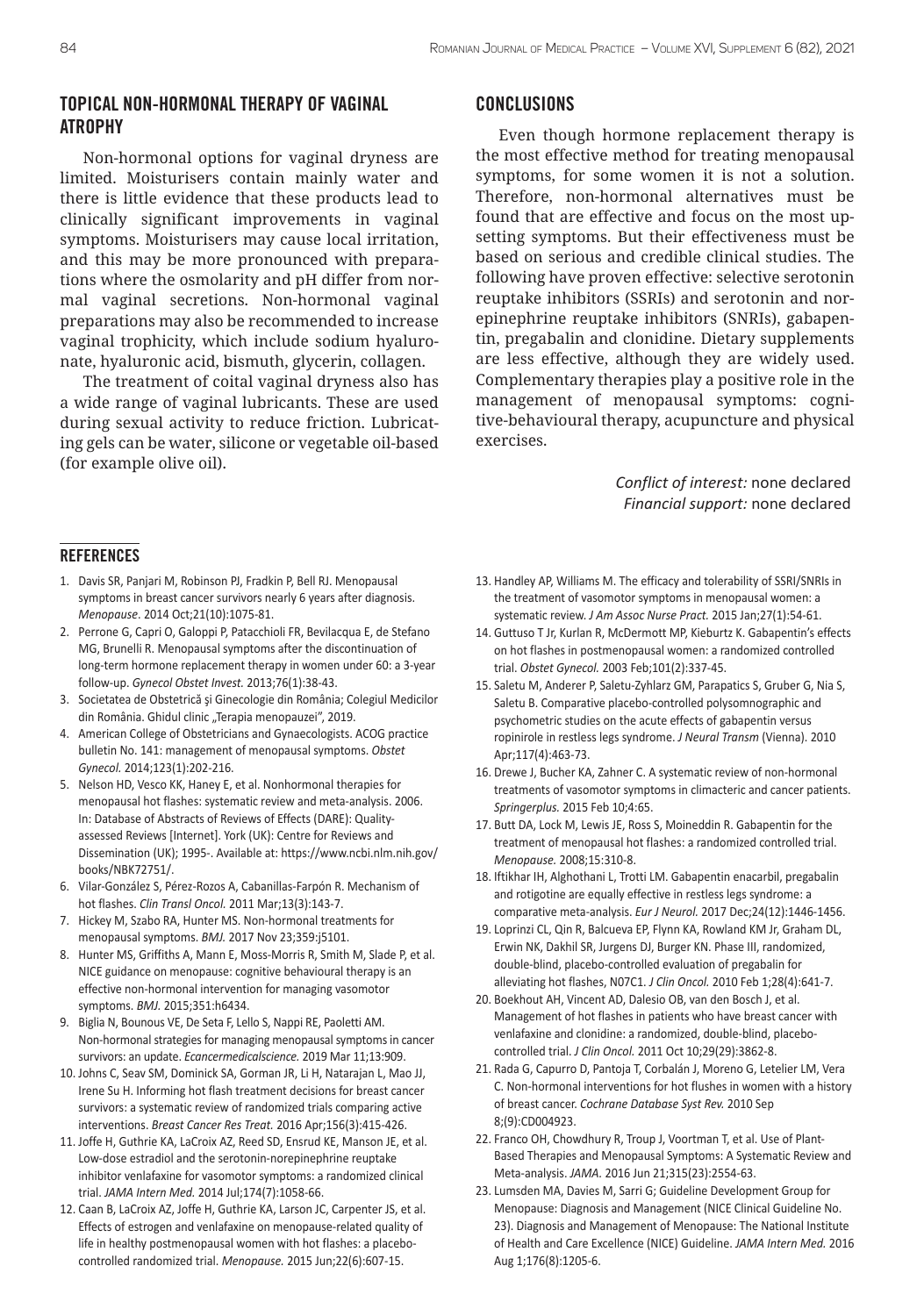## TOPICAL NON-HORMONAL THERAPY OF VAGINAL ATROPHY

Non-hormonal options for vaginal dryness are limited. Moisturisers contain mainly water and there is little evidence that these products lead to clinically significant improvements in vaginal symptoms. Moisturisers may cause local irritation, and this may be more pronounced with preparations where the osmolarity and pH differ from normal vaginal secretions. Non-hormonal vaginal preparations may also be recommended to increase vaginal trophicity, which include sodium hyaluronate, hyaluronic acid, bismuth, glycerin, collagen.

The treatment of coital vaginal dryness also has a wide range of vaginal lubricants. These are used during sexual activity to reduce friction. Lubricating gels can be water, silicone or vegetable oil-based (for example olive oil).

## CONCLUSIONS

Even though hormone replacement therapy is the most effective method for treating menopausal symptoms, for some women it is not a solution. Therefore, non-hormonal alternatives must be found that are effective and focus on the most upsetting symptoms. But their effectiveness must be based on serious and credible clinical studies. The following have proven effective: selective serotonin reuptake inhibitors (SSRIs) and serotonin and norepinephrine reuptake inhibitors (SNRIs), gabapentin, pregabalin and clonidine. Dietary supplements are less effective, although they are widely used. Complementary therapies play a positive role in the management of menopausal symptoms: cognitive-behavioural therapy, acupuncture and physical exercises.

*Conflict of interest:* none declared
*Financial support:* none declared

## REFERENCES

1. Davis SR, Panjari M, Robinson PJ, Fradkin P, Bell RJ. Menopausal symptoms in breast cancer survivors nearly 6 years after diagnosis. *Menopause*. 2014 Oct;21(10):1075-81.
2. Perrone G, Capri O, Galoppi P, Patacchioli FR, Bevilacqua E, de Stefano MG, Brunelli R. Menopausal symptoms after the discontinuation of long-term hormone replacement therapy in women under 60: a 3-year follow-up. *Gynecol Obstet Invest.* 2013;76(1):38-43.
3. Societatea de Obstetrică şi Ginecologie din România; Colegiul Medicilor din România. Ghidul clinic „Terapia menopauzei", 2019.
4. American College of Obstetricians and Gynaecologists. ACOG practice bulletin No. 141: management of menopausal symptoms. *Obstet Gynecol.* 2014;123(1):202-216.
5. Nelson HD, Vesco KK, Haney E, et al. Nonhormonal therapies for menopausal hot flashes: systematic review and meta-analysis. 2006. In: Database of Abstracts of Reviews of Effects (DARE): Quality-assessed Reviews [Internet]. York (UK): Centre for Reviews and Dissemination (UK); 1995-. Available at: https://www.ncbi.nlm.nih.gov/books/NBK72751/.
6. Vilar-González S, Pérez-Rozos A, Cabanillas-Farpón R. Mechanism of hot flashes. *Clin Transl Oncol.* 2011 Mar;13(3):143-7.
7. Hickey M, Szabo RA, Hunter MS. Non-hormonal treatments for menopausal symptoms. *BMJ.* 2017 Nov 23;359:j5101.
8. Hunter MS, Griffiths A, Mann E, Moss-Morris R, Smith M, Slade P, et al. NICE guidance on menopause: cognitive behavioural therapy is an effective non-hormonal intervention for managing vasomotor symptoms. *BMJ.* 2015;351:h6434.
9. Biglia N, Bounous VE, De Seta F, Lello S, Nappi RE, Paoletti AM. Non-hormonal strategies for managing menopausal symptoms in cancer survivors: an update. *Ecancermedicalscience.* 2019 Mar 11;13:909.
10. Johns C, Seav SM, Dominick SA, Gorman JR, Li H, Natarajan L, Mao JJ, Irene Su H. Informing hot flash treatment decisions for breast cancer survivors: a systematic review of randomized trials comparing active interventions. *Breast Cancer Res Treat.* 2016 Apr;156(3):415-426.
11. Joffe H, Guthrie KA, LaCroix AZ, Reed SD, Ensrud KE, Manson JE, et al. Low-dose estradiol and the serotonin-norepinephrine reuptake inhibitor venlafaxine for vasomotor symptoms: a randomized clinical trial. *JAMA Intern Med.* 2014 Jul;174(7):1058-66.
12. Caan B, LaCroix AZ, Joffe H, Guthrie KA, Larson JC, Carpenter JS, et al. Effects of estrogen and venlafaxine on menopause-related quality of life in healthy postmenopausal women with hot flashes: a placebo-controlled randomized trial. *Menopause.* 2015 Jun;22(6):607-15.
13. Handley AP, Williams M. The efficacy and tolerability of SSRI/SNRIs in the treatment of vasomotor symptoms in menopausal women: a systematic review. *J Am Assoc Nurse Pract.* 2015 Jan;27(1):54-61.
14. Guttuso TJ Jr, Kurlan R, McDermott MP, Kieburtz K. Gabapentin's effects on hot flashes in postmenopausal women: a randomized controlled trial. *Obstet Gynecol.* 2003 Feb;101(2):337-45.
15. Saletu M, Anderer P, Saletu-Zyhlarz GM, Parapatics S, Gruber G, Nia S, Saletu B. Comparative placebo-controlled polysomnographic and psychometric studies on the acute effects of gabapentin versus ropinirole in restless legs syndrome. *J Neural Transm* (Vienna). 2010 Apr;117(4):463-73.
16. Drewe J, Bucher KA, Zahner C. A systematic review of non-hormonal treatments of vasomotor symptoms in climacteric and cancer patients. *Springerplus.* 2015 Feb 10;4:65.
17. Butt DA, Lock M, Lewis JE, Ross S, Moineddin R. Gabapentin for the treatment of menopausal hot flashes: a randomized controlled trial. *Menopause.* 2008;15:310-8.
18. Iftikhar IH, Alghothani L, Trotti LM. Gabapentin enacarbil, pregabalin and rotigotine are equally effective in restless legs syndrome: a comparative meta-analysis. *Eur J Neurol.* 2017 Dec;24(12):1446-1456.
19. Loprinzi CL, Qin R, Balcueva EP, Flynn KA, Rowland KM Jr, Graham DL, Erwin NK, Dakhil SR, Jurgens DJ, Burger KN. Phase III, randomized, double-blind, placebo-controlled evaluation of pregabalin for alleviating hot flashes, N07C1. *J Clin Oncol.* 2010 Feb 1;28(4):641-7.
20. Boekhout AH, Vincent AD, Dalesio OB, van den Bosch J, et al. Management of hot flushes in patients who have breast cancer with venlafaxine and clonidine: a randomized, double-blind, placebo-controlled trial. *J Clin Oncol.* 2011 Oct 10;29(29):3862-8.
21. Rada G, Capurro D, Pantoja T, Corbalán J, Moreno G, Letelier LM, Vera C. Non-hormonal interventions for hot flushes in women with a history of breast cancer. *Cochrane Database Syst Rev.* 2010 Sep 8;(9):CD004923.
22. Franco OH, Chowdhury R, Troup J, Voortman T, et al. Use of Plant-Based Therapies and Menopausal Symptoms: A Systematic Review and Meta-analysis. *JAMA.* 2016 Jun 21;315(23):2554-63.
23. Lumsden MA, Davies M, Sarri G; Guideline Development Group for Menopause: Diagnosis and Management (NICE Clinical Guideline No. 23). Diagnosis and Management of Menopause: The National Institute of Health and Care Excellence (NICE) Guideline. *JAMA Intern Med.* 2016 Aug 1;176(8):1205-6.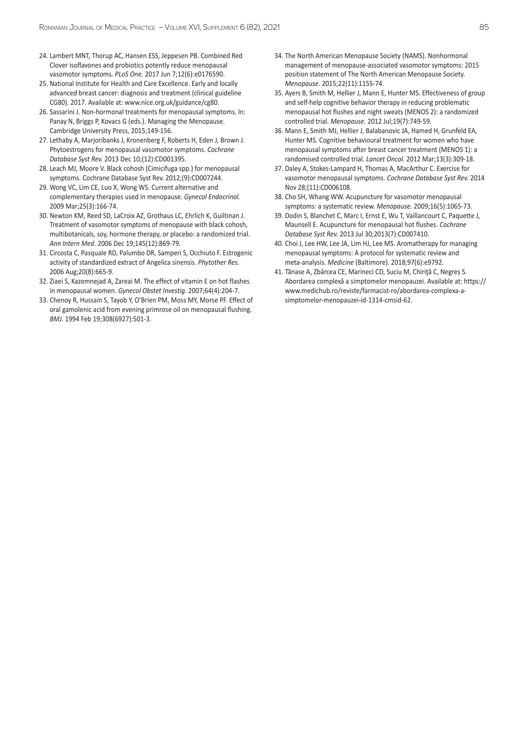24. Lambert MNT, Thorup AC, Hansen ESS, Jeppesen PB. Combined Red Clover isoflavones and probiotics potently reduce menopausal vasomotor symptoms. *PLoS One.* 2017 Jun 7;12(6):e0176590.
25. National Institute for Health and Care Excellence. Early and locally advanced breast cancer: diagnosis and treatment (clinical guideline CG80). 2017. Available at: www.nice.org.uk/guidance/cg80.
26. Sassarini J. Non-hormonal treatments for menopausal symptoms. In: Panay N, Briggs P, Kovacs G (eds.). Managing the Menopause. Cambridge University Press, 2015;149-156.
27. Lethaby A, Marjoribanks J, Kronenberg F, Roberts H, Eden J, Brown J. Phytoestrogens for menopausal vasomotor symptoms. *Cochrane Database Syst Rev.* 2013 Dec 10;(12):CD001395.
28. Leach MJ, Moore V. Black cohosh (Cimicifuga spp.) for menopausal symptoms. Cochrane Database Syst Rev. 2012;(9):CD007244.
29. Wong VC, Lim CE, Luo X, Wong WS. Current alternative and complementary therapies used in menopause. *Gynecol Endocrinol.* 2009 Mar;25(3):166-74.
30. Newton KM, Reed SD, LaCroix AZ, Grothaus LC, Ehrlich K, Guiltinan J. Treatment of vasomotor symptoms of menopause with black cohosh, multibotanicals, soy, hormone therapy, or placebo: a randomized trial. *Ann Intern Med.* 2006 Dec 19;145(12):869-79.
31. Circosta C, Pasquale RD, Palumbo DR, Samperi S, Occhiuto F. Estrogenic activity of standardized extract of Angelica sinensis. *Phytother Res.* 2006 Aug;20(8):665-9.
32. Ziaei S, Kazemnejad A, Zareai M. The effect of vitamin E on hot flashes in menopausal women. *Gynecol Obstet Investig.* 2007;64(4):204-7.
33. Chenoy R, Hussain S, Tayob Y, O'Brien PM, Moss MY, Morse PF. Effect of oral gamolenic acid from evening primrose oil on menopausal flushing. *BMJ.* 1994 Feb 19;308(6927):501-3.
34. The North American Menopause Society (NAMS). Nonhormonal management of menopause-associated vasomotor symptoms: 2015 position statement of The North American Menopause Society. *Menopause.* 2015;22(11):1155-74.
35. Ayers B, Smith M, Hellier J, Mann E, Hunter MS. Effectiveness of group and self-help cognitive behavior therapy in reducing problematic menopausal hot flushes and night sweats (MENOS 2): a randomized controlled trial. *Menopause.* 2012 Jul;19(7):749-59.
36. Mann E, Smith MJ, Hellier J, Balabanovic JA, Hamed H, Grunfeld EA, Hunter MS. Cognitive behavioural treatment for women who have menopausal symptoms after breast cancer treatment (MENOS 1): a randomised controlled trial. *Lancet Oncol.* 2012 Mar;13(3):309-18.
37. Daley A, Stokes-Lampard H, Thomas A, MacArthur C. Exercise for vasomotor menopausal symptoms. *Cochrane Database Syst Rev.* 2014 Nov 28;(11):CD006108.
38. Cho SH, Whang WW. Acupuncture for vasomotor menopausal symptoms: a systematic review. *Menopause.* 2009;16(5):1065-73.
39. Dodin S, Blanchet C, Marc I, Ernst E, Wu T, Vaillancourt C, Paquette J, Maunsell E. Acupuncture for menopausal hot flushes. *Cochrane Database Syst Rev.* 2013 Jul 30;2013(7):CD007410.
40. Choi J, Lee HW, Lee JA, Lim HJ, Lee MS. Aromatherapy for managing menopausal symptoms: A protocol for systematic review and meta-analysis. *Medicine* (Baltimore). 2018;97(6):e9792.
41. Tănase A, Zbârcea CE, Marineci CD, Suciu M, Chiriță C, Negreș S. Abordarea complexă a simptomelor menopauzei. Available at: https://www.medichub.ro/reviste/farmacist-ro/abordarea-complexa-a-simptomelor-menopauzei-id-1314-cmsid-62.